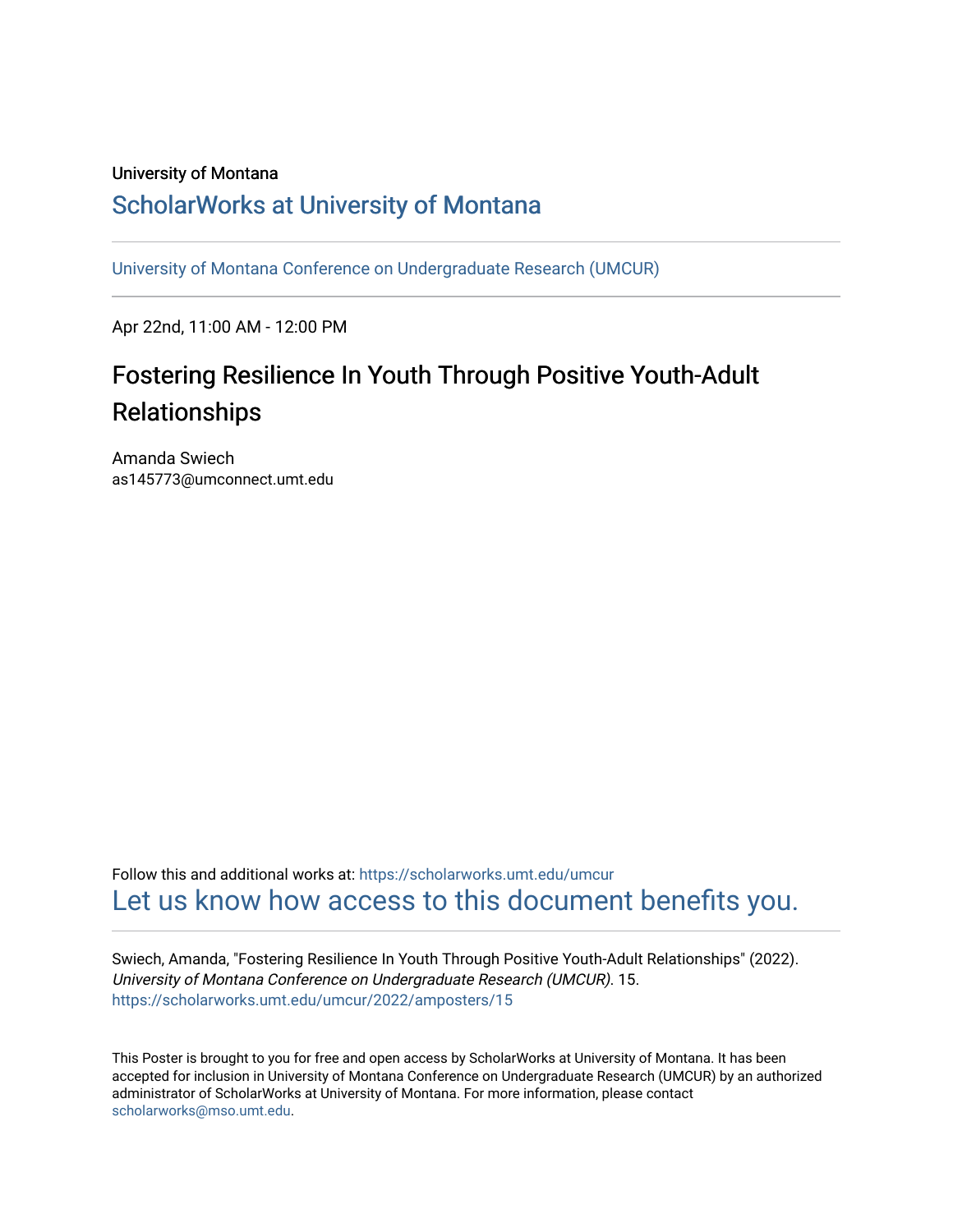University of Montana

# ScholarWorks at University of Montana

University of Montana Conference on Undergraduate Research (UMCUR)

---

Apr 22nd, 11:00 AM - 12:00 PM

## Fostering Resilience In Youth Through Positive Youth-Adult Relationships

Amanda Swiech
as145773@umconnect.umt.edu

Follow this and additional works at: https://scholarworks.umt.edu/umcur

Let us know how access to this document benefits you.

---

Swiech, Amanda, "Fostering Resilience In Youth Through Positive Youth-Adult Relationships" (2022). *University of Montana Conference on Undergraduate Research (UMCUR)*. 15.
https://scholarworks.umt.edu/umcur/2022/amposters/15

This Poster is brought to you for free and open access by ScholarWorks at University of Montana. It has been accepted for inclusion in University of Montana Conference on Undergraduate Research (UMCUR) by an authorized administrator of ScholarWorks at University of Montana. For more information, please contact scholarworks@mso.umt.edu.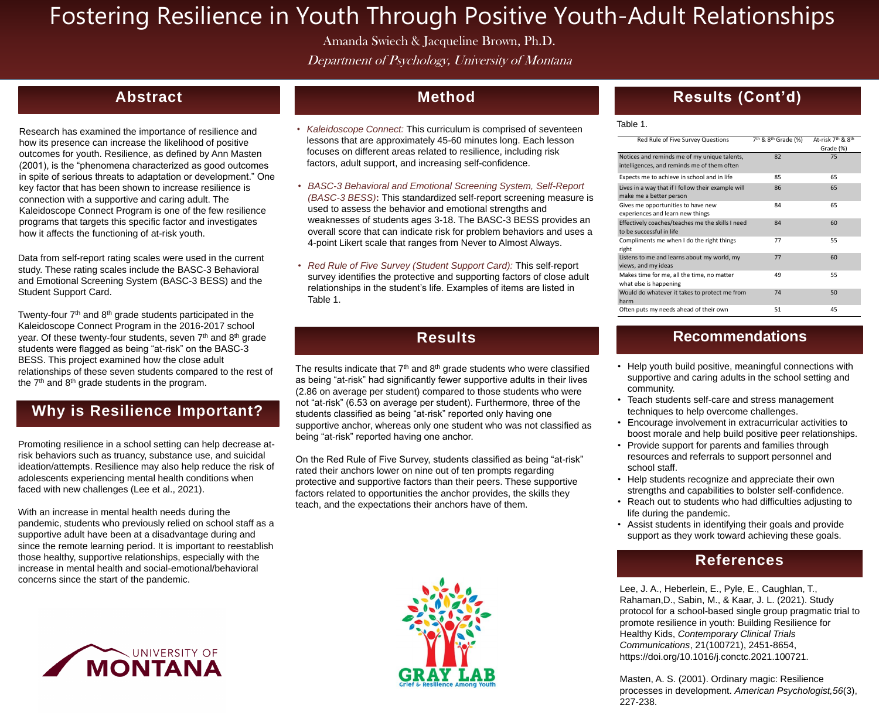# Fostering Resilience in Youth Through Positive Youth-Adult Relationships

Amanda Swiech & Jacqueline Brown, Ph.D.

*Department of Psychology, University of Montana*

## Abstract

Research has examined the importance of resilience and how its presence can increase the likelihood of positive outcomes for youth. Resilience, as defined by Ann Masten (2001), is the "phenomena characterized as good outcomes in spite of serious threats to adaptation or development." One key factor that has been shown to increase resilience is connection with a supportive and caring adult. The Kaleidoscope Connect Program is one of the few resilience programs that targets this specific factor and investigates how it affects the functioning of at-risk youth.

Data from self-report rating scales were used in the current study. These rating scales include the BASC-3 Behavioral and Emotional Screening System (BASC-3 BESS) and the Student Support Card.

Twenty-four 7th and 8th grade students participated in the Kaleidoscope Connect Program in the 2016-2017 school year. Of these twenty-four students, seven 7th and 8th grade students were flagged as being "at-risk" on the BASC-3 BESS. This project examined how the close adult relationships of these seven students compared to the rest of the 7th and 8th grade students in the program.

## Why is Resilience Important?

Promoting resilience in a school setting can help decrease at-risk behaviors such as truancy, substance use, and suicidal ideation/attempts. Resilience may also help reduce the risk of adolescents experiencing mental health conditions when faced with new challenges (Lee et al., 2021).

With an increase in mental health needs during the pandemic, students who previously relied on school staff as a supportive adult have been at a disadvantage during and since the remote learning period. It is important to reestablish those healthy, supportive relationships, especially with the increase in mental health and social-emotional/behavioral concerns since the start of the pandemic.

## Method

- *Kaleidoscope Connect:* This curriculum is comprised of seventeen lessons that are approximately 45-60 minutes long. Each lesson focuses on different areas related to resilience, including risk factors, adult support, and increasing self-confidence.
- *BASC-3 Behavioral and Emotional Screening System, Self-Report (BASC-3 BESS)*: This standardized self-report screening measure is used to assess the behavior and emotional strengths and weaknesses of students ages 3-18. The BASC-3 BESS provides an overall score that can indicate risk for problem behaviors and uses a 4-point Likert scale that ranges from Never to Almost Always.
- *Red Rule of Five Survey (Student Support Card):* This self-report survey identifies the protective and supporting factors of close adult relationships in the student's life. Examples of items are listed in Table 1.

## Results

The results indicate that 7th and 8th grade students who were classified as being "at-risk" had significantly fewer supportive adults in their lives (2.86 on average per student) compared to those students who were not "at-risk" (6.53 on average per student). Furthermore, three of the students classified as being "at-risk" reported only having one supportive anchor, whereas only one student who was not classified as being "at-risk" reported having one anchor.

On the Red Rule of Five Survey, students classified as being "at-risk" rated their anchors lower on nine out of ten prompts regarding protective and supportive factors than their peers. These supportive factors related to opportunities the anchor provides, the skills they teach, and the expectations their anchors have of them.

## Results (Cont'd)

Table 1.

| Red Rule of Five Survey Questions | 7th & 8th Grade (%) | At-risk 7th & 8th Grade (%) |
|---|---|---|
| Notices and reminds me of my unique talents, intelligences, and reminds me of them often | 82 | 75 |
| Expects me to achieve in school and in life | 85 | 65 |
| Lives in a way that if I follow their example will make me a better person | 86 | 65 |
| Gives me opportunities to have new experiences and learn new things | 84 | 65 |
| Effectively coaches/teaches me the skills I need to be successful in life | 84 | 60 |
| Compliments me when I do the right things right | 77 | 55 |
| Listens to me and learns about my world, my views, and my ideas | 77 | 60 |
| Makes time for me, all the time, no matter what else is happening | 49 | 55 |
| Would do whatever it takes to protect me from harm | 74 | 50 |
| Often puts my needs ahead of their own | 51 | 45 |

## Recommendations

- Help youth build positive, meaningful connections with supportive and caring adults in the school setting and community.
- Teach students self-care and stress management techniques to help overcome challenges.
- Encourage involvement in extracurricular activities to boost morale and help build positive peer relationships.
- Provide support for parents and families through resources and referrals to support personnel and school staff.
- Help students recognize and appreciate their own strengths and capabilities to bolster self-confidence.
- Reach out to students who had difficulties adjusting to life during the pandemic.
- Assist students in identifying their goals and provide support as they work toward achieving these goals.

## References

Lee, J. A., Heberlein, E., Pyle, E., Caughlan, T., Rahaman,D., Sabin, M., & Kaar, J. L. (2021). Study protocol for a school-based single group pragmatic trial to promote resilience in youth: Building Resilience for Healthy Kids, *Contemporary Clinical Trials Communications*, 21(100721), 2451-8654, https://doi.org/10.1016/j.conctc.2021.100721.

Masten, A. S. (2001). Ordinary magic: Resilience processes in development. *American Psychologist,56*(3), 227-238.

UNIVERSITY OF MONTANA

GRAY LAB
Grief & Resilience Among Youth